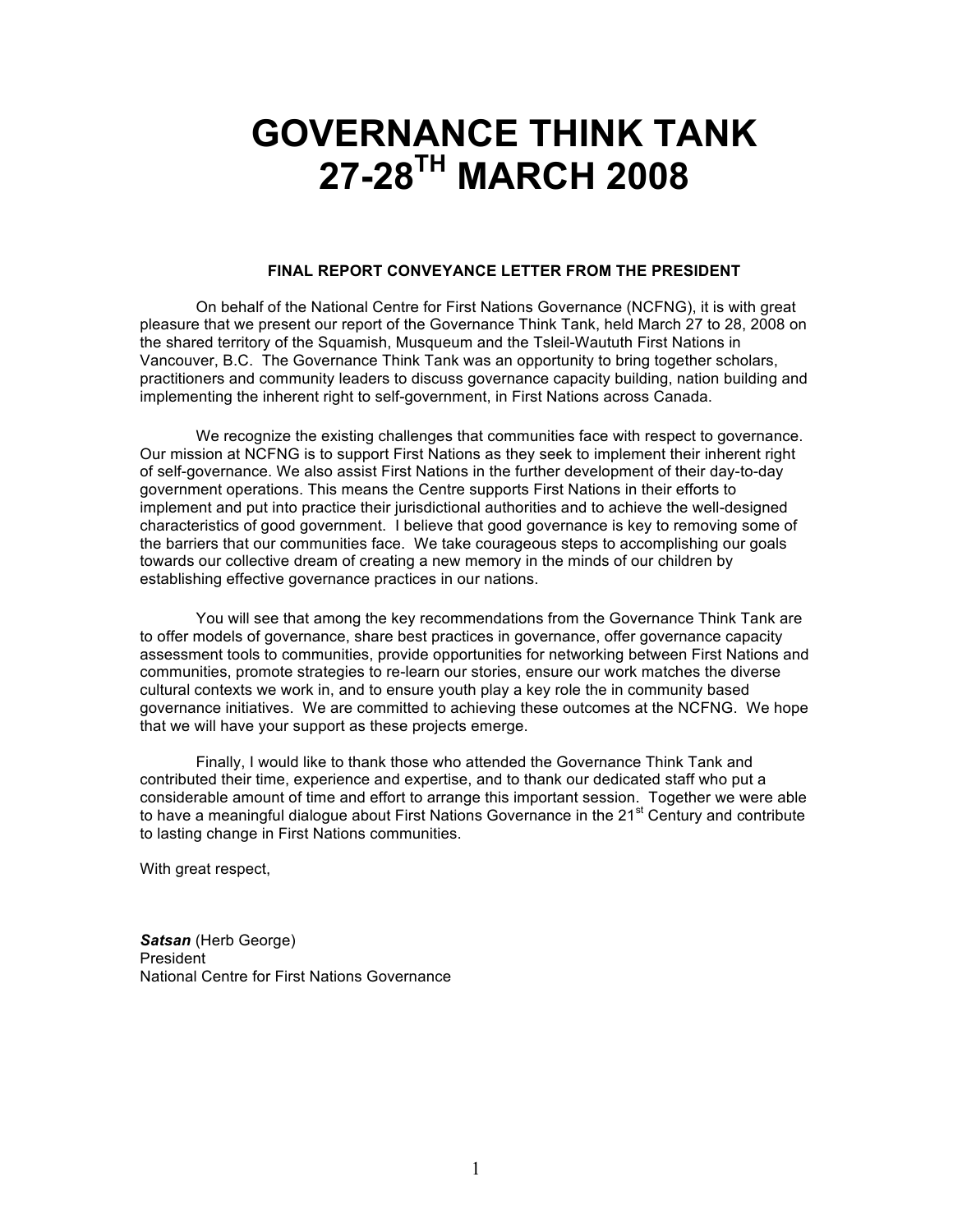# GOVERNANCE THINK TANK 27-28TH MARCH 2008

### FINAL REPORT CONVEYANCE LETTER FROM THE PRESIDENT

On behalf of the National Centre for First Nations Governance (NCFNG), it is with great pleasure that we present our report of the Governance Think Tank, held March 27 to 28, 2008 on the shared territory of the Squamish, Musqueum and the Tsleil-Waututh First Nations in Vancouver, B.C. The Governance Think Tank was an opportunity to bring together scholars, practitioners and community leaders to discuss governance capacity building, nation building and implementing the inherent right to self-government, in First Nations across Canada.

We recognize the existing challenges that communities face with respect to governance. Our mission at NCFNG is to support First Nations as they seek to implement their inherent right of self-governance. We also assist First Nations in the further development of their day-to-day government operations. This means the Centre supports First Nations in their efforts to implement and put into practice their jurisdictional authorities and to achieve the well-designed characteristics of good government. I believe that good governance is key to removing some of the barriers that our communities face. We take courageous steps to accomplishing our goals towards our collective dream of creating a new memory in the minds of our children by establishing effective governance practices in our nations.

You will see that among the key recommendations from the Governance Think Tank are to offer models of governance, share best practices in governance, offer governance capacity assessment tools to communities, provide opportunities for networking between First Nations and communities, promote strategies to re-learn our stories, ensure our work matches the diverse cultural contexts we work in, and to ensure youth play a key role the in community based governance initiatives. We are committed to achieving these outcomes at the NCFNG. We hope that we will have your support as these projects emerge.

Finally, I would like to thank those who attended the Governance Think Tank and contributed their time, experience and expertise, and to thank our dedicated staff who put a considerable amount of time and effort to arrange this important session. Together we were able to have a meaningful dialogue about First Nations Governance in the 21st Century and contribute to lasting change in First Nations communities.

With great respect,

***Satsan*** (Herb George)
President
National Centre for First Nations Governance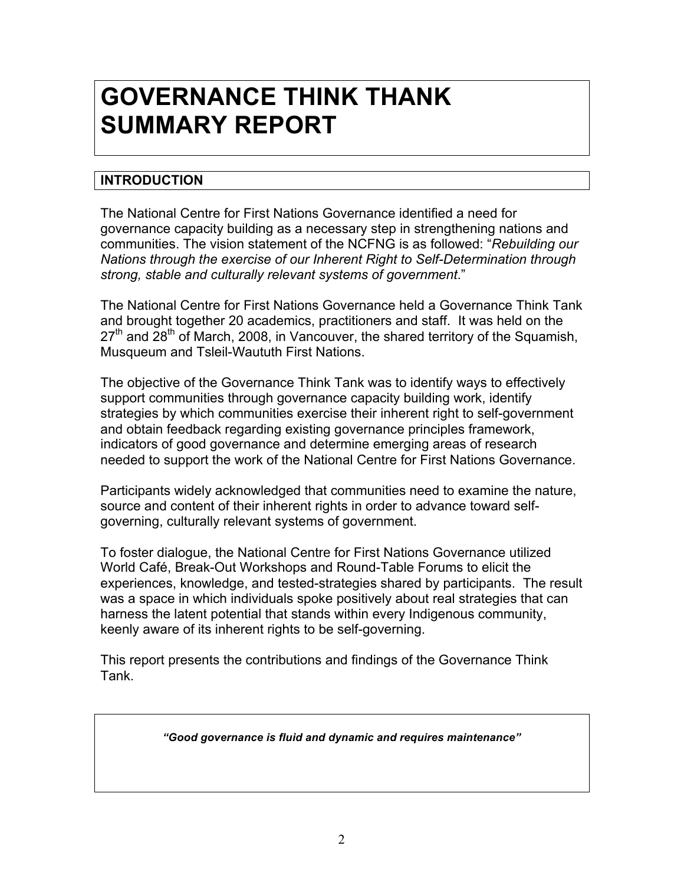# GOVERNANCE THINK THANK SUMMARY REPORT

## INTRODUCTION

The National Centre for First Nations Governance identified a need for governance capacity building as a necessary step in strengthening nations and communities. The vision statement of the NCFNG is as followed: "*Rebuilding our Nations through the exercise of our Inherent Right to Self-Determination through strong, stable and culturally relevant systems of government*."

The National Centre for First Nations Governance held a Governance Think Tank and brought together 20 academics, practitioners and staff. It was held on the 27th and 28th of March, 2008, in Vancouver, the shared territory of the Squamish, Musqueum and Tsleil-Waututh First Nations.

The objective of the Governance Think Tank was to identify ways to effectively support communities through governance capacity building work, identify strategies by which communities exercise their inherent right to self-government and obtain feedback regarding existing governance principles framework, indicators of good governance and determine emerging areas of research needed to support the work of the National Centre for First Nations Governance.

Participants widely acknowledged that communities need to examine the nature, source and content of their inherent rights in order to advance toward self-governing, culturally relevant systems of government.

To foster dialogue, the National Centre for First Nations Governance utilized World Café, Break-Out Workshops and Round-Table Forums to elicit the experiences, knowledge, and tested-strategies shared by participants. The result was a space in which individuals spoke positively about real strategies that can harness the latent potential that stands within every Indigenous community, keenly aware of its inherent rights to be self-governing.

This report presents the contributions and findings of the Governance Think Tank.

> ***"Good governance is fluid and dynamic and requires maintenance"***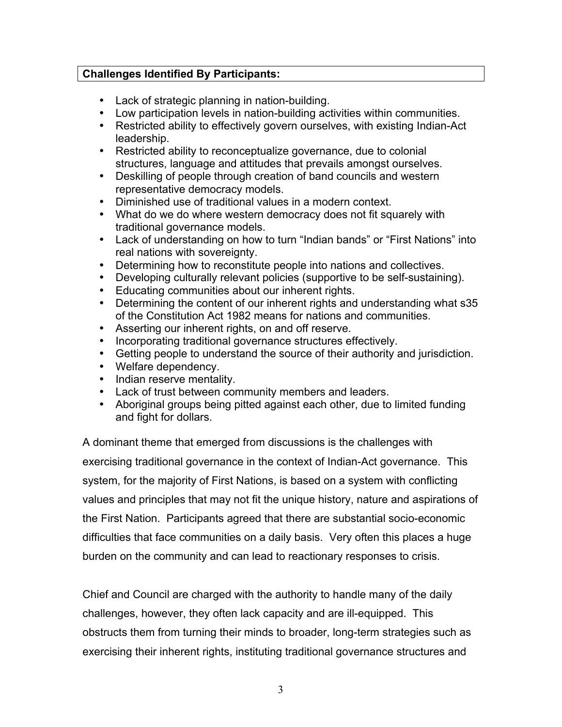**Challenges Identified By Participants:**

- Lack of strategic planning in nation-building.
- Low participation levels in nation-building activities within communities.
- Restricted ability to effectively govern ourselves, with existing Indian-Act leadership.
- Restricted ability to reconceptualize governance, due to colonial structures, language and attitudes that prevails amongst ourselves.
- Deskilling of people through creation of band councils and western representative democracy models.
- Diminished use of traditional values in a modern context.
- What do we do where western democracy does not fit squarely with traditional governance models.
- Lack of understanding on how to turn "Indian bands" or "First Nations" into real nations with sovereignty.
- Determining how to reconstitute people into nations and collectives.
- Developing culturally relevant policies (supportive to be self-sustaining).
- Educating communities about our inherent rights.
- Determining the content of our inherent rights and understanding what s35 of the Constitution Act 1982 means for nations and communities.
- Asserting our inherent rights, on and off reserve.
- Incorporating traditional governance structures effectively.
- Getting people to understand the source of their authority and jurisdiction.
- Welfare dependency.
- Indian reserve mentality.
- Lack of trust between community members and leaders.
- Aboriginal groups being pitted against each other, due to limited funding and fight for dollars.

A dominant theme that emerged from discussions is the challenges with exercising traditional governance in the context of Indian-Act governance. This system, for the majority of First Nations, is based on a system with conflicting values and principles that may not fit the unique history, nature and aspirations of the First Nation. Participants agreed that there are substantial socio-economic difficulties that face communities on a daily basis. Very often this places a huge burden on the community and can lead to reactionary responses to crisis.

Chief and Council are charged with the authority to handle many of the daily challenges, however, they often lack capacity and are ill-equipped. This obstructs them from turning their minds to broader, long-term strategies such as exercising their inherent rights, instituting traditional governance structures and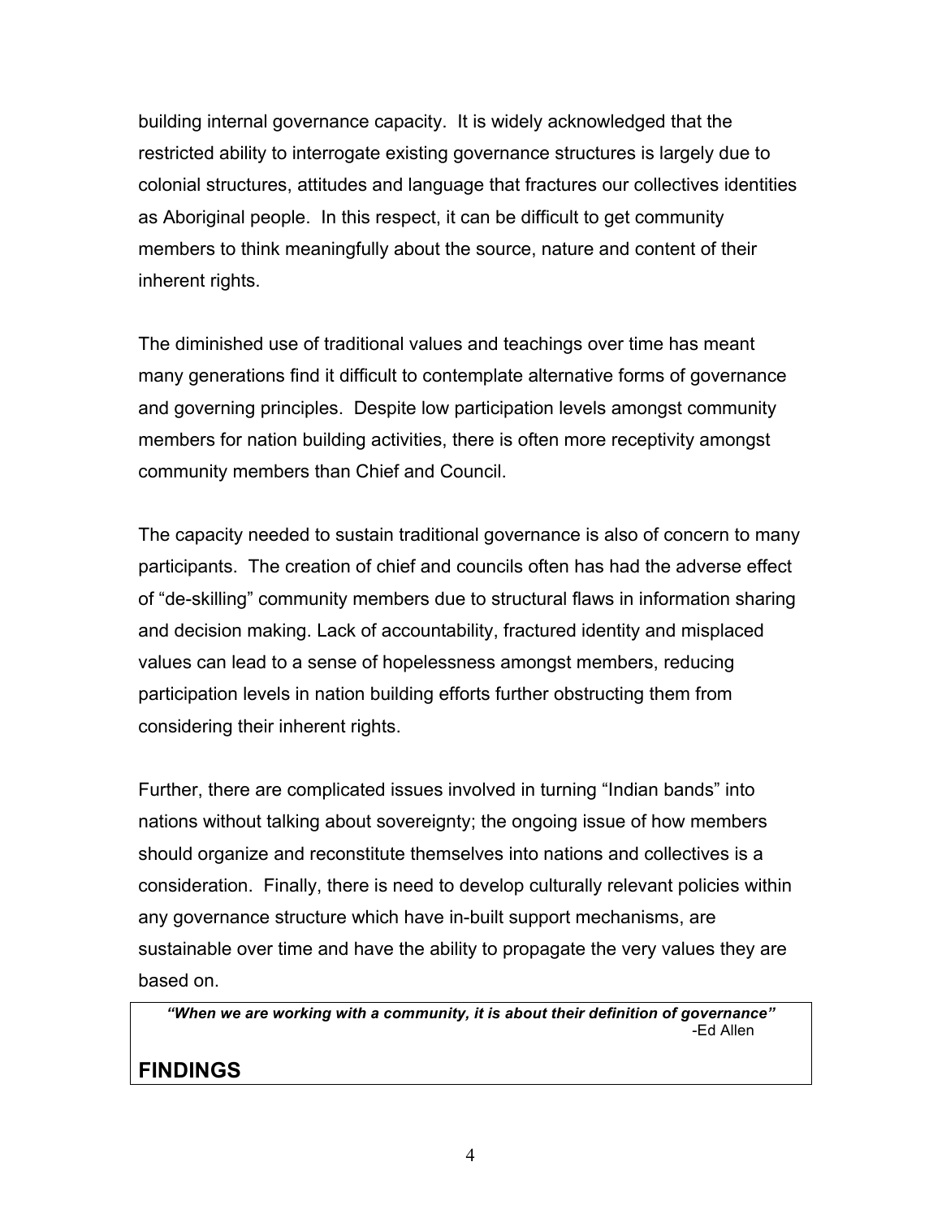building internal governance capacity. It is widely acknowledged that the restricted ability to interrogate existing governance structures is largely due to colonial structures, attitudes and language that fractures our collectives identities as Aboriginal people. In this respect, it can be difficult to get community members to think meaningfully about the source, nature and content of their inherent rights.

The diminished use of traditional values and teachings over time has meant many generations find it difficult to contemplate alternative forms of governance and governing principles. Despite low participation levels amongst community members for nation building activities, there is often more receptivity amongst community members than Chief and Council.

The capacity needed to sustain traditional governance is also of concern to many participants. The creation of chief and councils often has had the adverse effect of "de-skilling" community members due to structural flaws in information sharing and decision making. Lack of accountability, fractured identity and misplaced values can lead to a sense of hopelessness amongst members, reducing participation levels in nation building efforts further obstructing them from considering their inherent rights.

Further, there are complicated issues involved in turning "Indian bands" into nations without talking about sovereignty; the ongoing issue of how members should organize and reconstitute themselves into nations and collectives is a consideration. Finally, there is need to develop culturally relevant policies within any governance structure which have in-built support mechanisms, are sustainable over time and have the ability to propagate the very values they are based on.

> ***"When we are working with a community, it is about their definition of governance"***
>
> -Ed Allen

## FINDINGS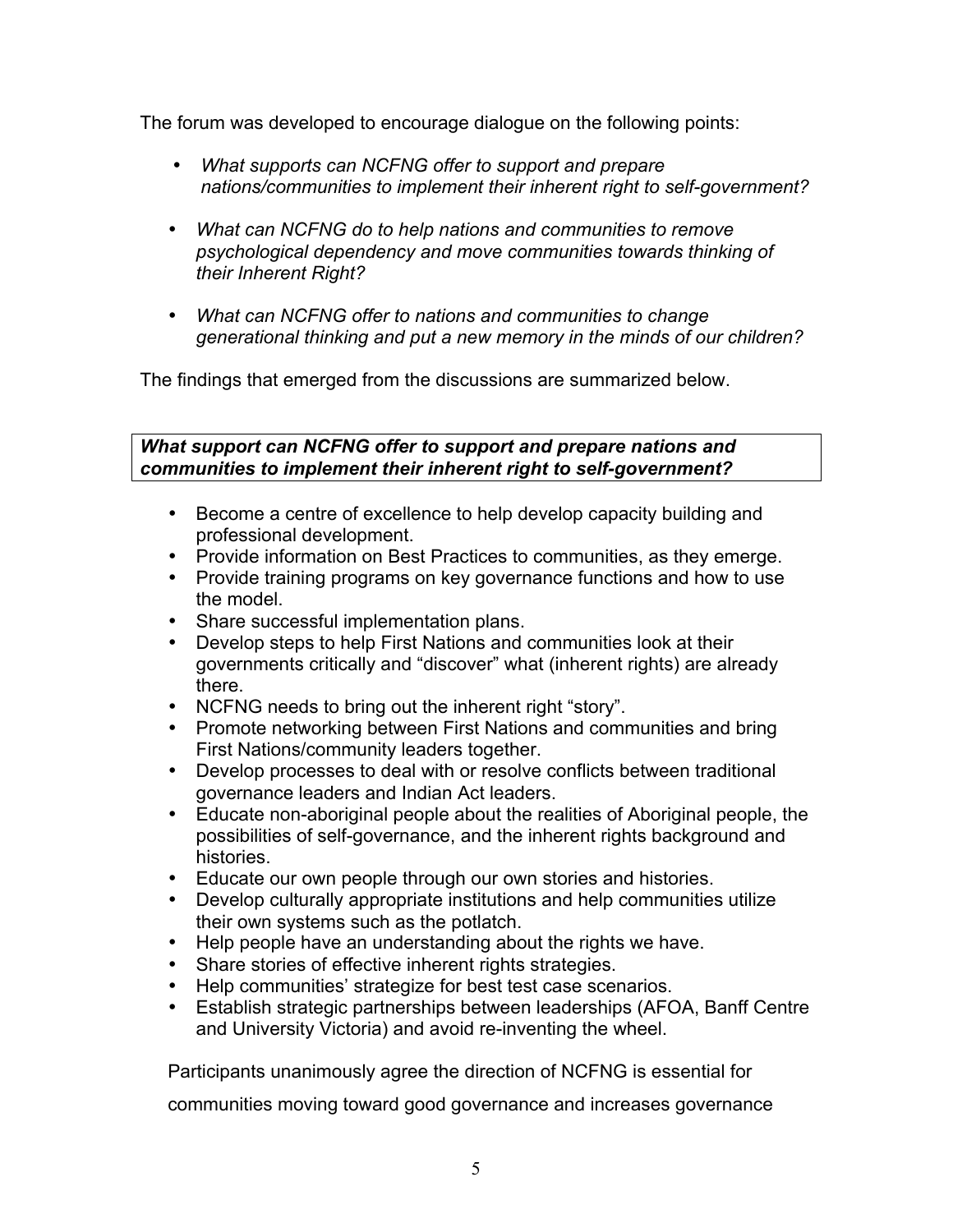The forum was developed to encourage dialogue on the following points:

- *What supports can NCFNG offer to support and prepare nations/communities to implement their inherent right to self-government?*
- *What can NCFNG do to help nations and communities to remove psychological dependency and move communities towards thinking of their Inherent Right?*
- *What can NCFNG offer to nations and communities to change generational thinking and put a new memory in the minds of our children?*

The findings that emerged from the discussions are summarized below.

***What support can NCFNG offer to support and prepare nations and communities to implement their inherent right to self-government?***

- Become a centre of excellence to help develop capacity building and professional development.
- Provide information on Best Practices to communities, as they emerge.
- Provide training programs on key governance functions and how to use the model.
- Share successful implementation plans.
- Develop steps to help First Nations and communities look at their governments critically and "discover" what (inherent rights) are already there.
- NCFNG needs to bring out the inherent right "story".
- Promote networking between First Nations and communities and bring First Nations/community leaders together.
- Develop processes to deal with or resolve conflicts between traditional governance leaders and Indian Act leaders.
- Educate non-aboriginal people about the realities of Aboriginal people, the possibilities of self-governance, and the inherent rights background and histories.
- Educate our own people through our own stories and histories.
- Develop culturally appropriate institutions and help communities utilize their own systems such as the potlatch.
- Help people have an understanding about the rights we have.
- Share stories of effective inherent rights strategies.
- Help communities' strategize for best test case scenarios.
- Establish strategic partnerships between leaderships (AFOA, Banff Centre and University Victoria) and avoid re-inventing the wheel.

Participants unanimously agree the direction of NCFNG is essential for communities moving toward good governance and increases governance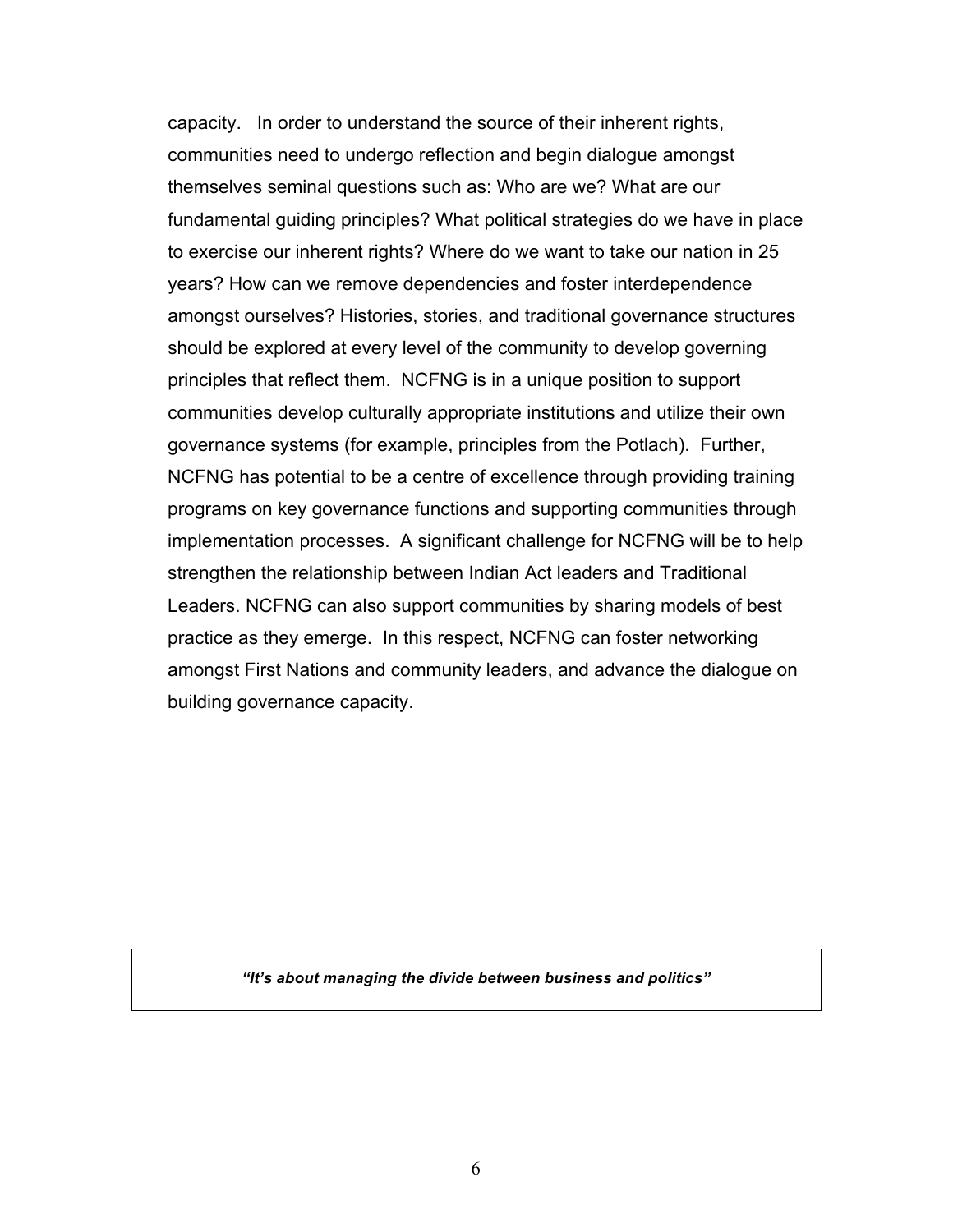capacity. In order to understand the source of their inherent rights, communities need to undergo reflection and begin dialogue amongst themselves seminal questions such as: Who are we? What are our fundamental guiding principles? What political strategies do we have in place to exercise our inherent rights? Where do we want to take our nation in 25 years? How can we remove dependencies and foster interdependence amongst ourselves? Histories, stories, and traditional governance structures should be explored at every level of the community to develop governing principles that reflect them. NCFNG is in a unique position to support communities develop culturally appropriate institutions and utilize their own governance systems (for example, principles from the Potlach). Further, NCFNG has potential to be a centre of excellence through providing training programs on key governance functions and supporting communities through implementation processes. A significant challenge for NCFNG will be to help strengthen the relationship between Indian Act leaders and Traditional Leaders. NCFNG can also support communities by sharing models of best practice as they emerge. In this respect, NCFNG can foster networking amongst First Nations and community leaders, and advance the dialogue on building governance capacity.

> ***"It's about managing the divide between business and politics"***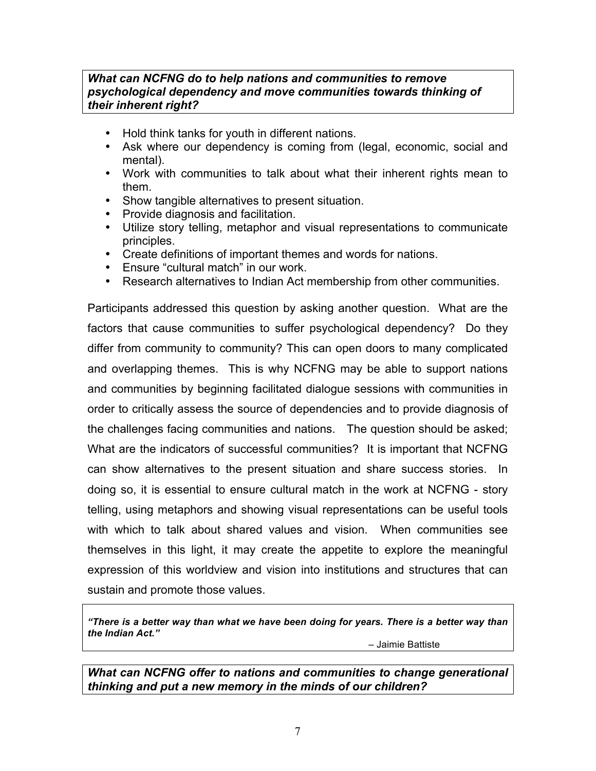***What can NCFNG do to help nations and communities to remove psychological dependency and move communities towards thinking of their inherent right?***

- Hold think tanks for youth in different nations.
- Ask where our dependency is coming from (legal, economic, social and mental).
- Work with communities to talk about what their inherent rights mean to them.
- Show tangible alternatives to present situation.
- Provide diagnosis and facilitation.
- Utilize story telling, metaphor and visual representations to communicate principles.
- Create definitions of important themes and words for nations.
- Ensure "cultural match" in our work.
- Research alternatives to Indian Act membership from other communities.

Participants addressed this question by asking another question. What are the factors that cause communities to suffer psychological dependency? Do they differ from community to community? This can open doors to many complicated and overlapping themes. This is why NCFNG may be able to support nations and communities by beginning facilitated dialogue sessions with communities in order to critically assess the source of dependencies and to provide diagnosis of the challenges facing communities and nations. The question should be asked; What are the indicators of successful communities? It is important that NCFNG can show alternatives to the present situation and share success stories. In doing so, it is essential to ensure cultural match in the work at NCFNG - story telling, using metaphors and showing visual representations can be useful tools with which to talk about shared values and vision. When communities see themselves in this light, it may create the appetite to explore the meaningful expression of this worldview and vision into institutions and structures that can sustain and promote those values.

> ***"There is a better way than what we have been doing for years. There is a better way than the Indian Act."***
>
> – Jaimie Battiste

***What can NCFNG offer to nations and communities to change generational thinking and put a new memory in the minds of our children?***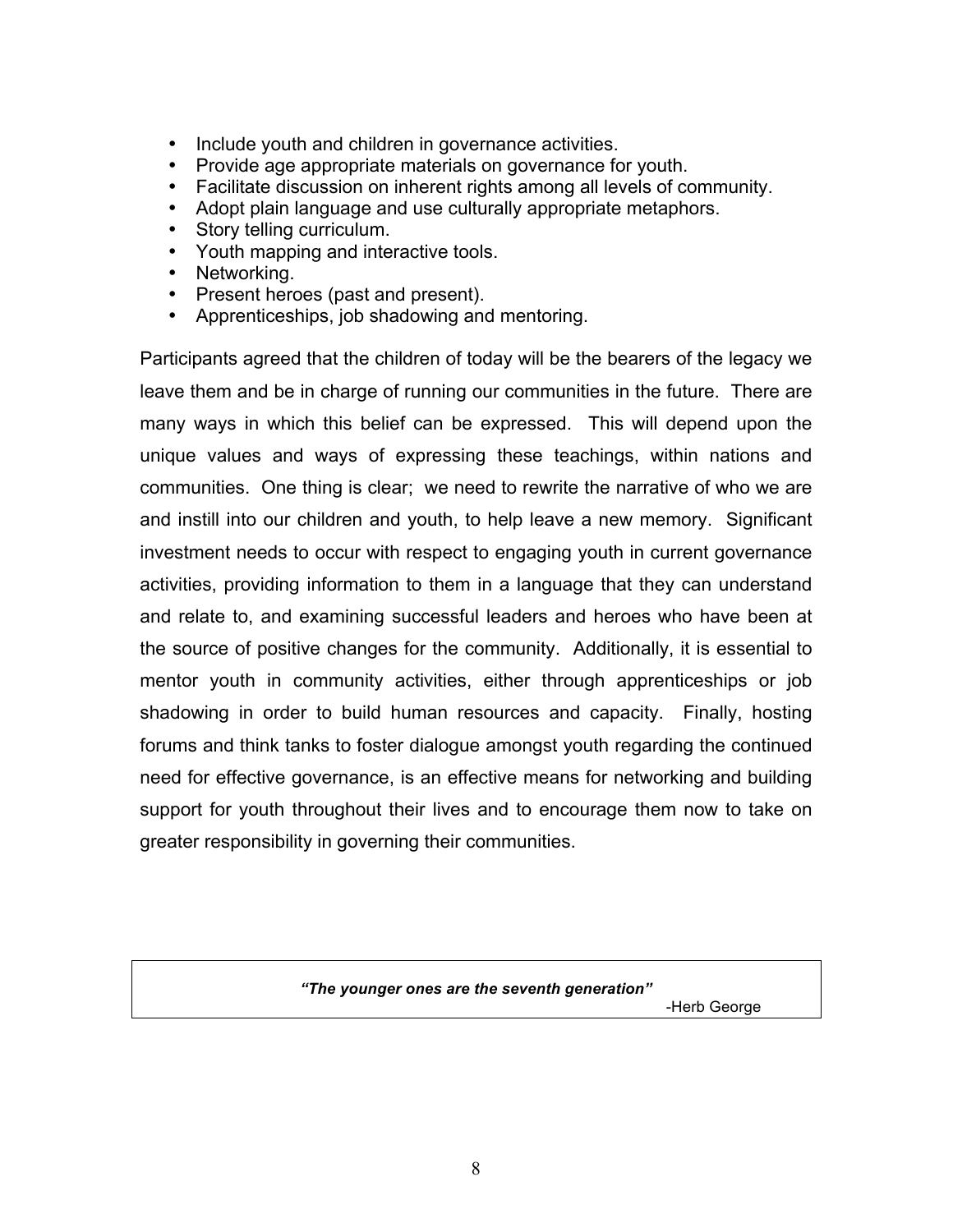- Include youth and children in governance activities.
- Provide age appropriate materials on governance for youth.
- Facilitate discussion on inherent rights among all levels of community.
- Adopt plain language and use culturally appropriate metaphors.
- Story telling curriculum.
- Youth mapping and interactive tools.
- Networking.
- Present heroes (past and present).
- Apprenticeships, job shadowing and mentoring.

Participants agreed that the children of today will be the bearers of the legacy we leave them and be in charge of running our communities in the future. There are many ways in which this belief can be expressed. This will depend upon the unique values and ways of expressing these teachings, within nations and communities. One thing is clear; we need to rewrite the narrative of who we are and instill into our children and youth, to help leave a new memory. Significant investment needs to occur with respect to engaging youth in current governance activities, providing information to them in a language that they can understand and relate to, and examining successful leaders and heroes who have been at the source of positive changes for the community. Additionally, it is essential to mentor youth in community activities, either through apprenticeships or job shadowing in order to build human resources and capacity. Finally, hosting forums and think tanks to foster dialogue amongst youth regarding the continued need for effective governance, is an effective means for networking and building support for youth throughout their lives and to encourage them now to take on greater responsibility in governing their communities.

> ***"The younger ones are the seventh generation"***
>
> -Herb George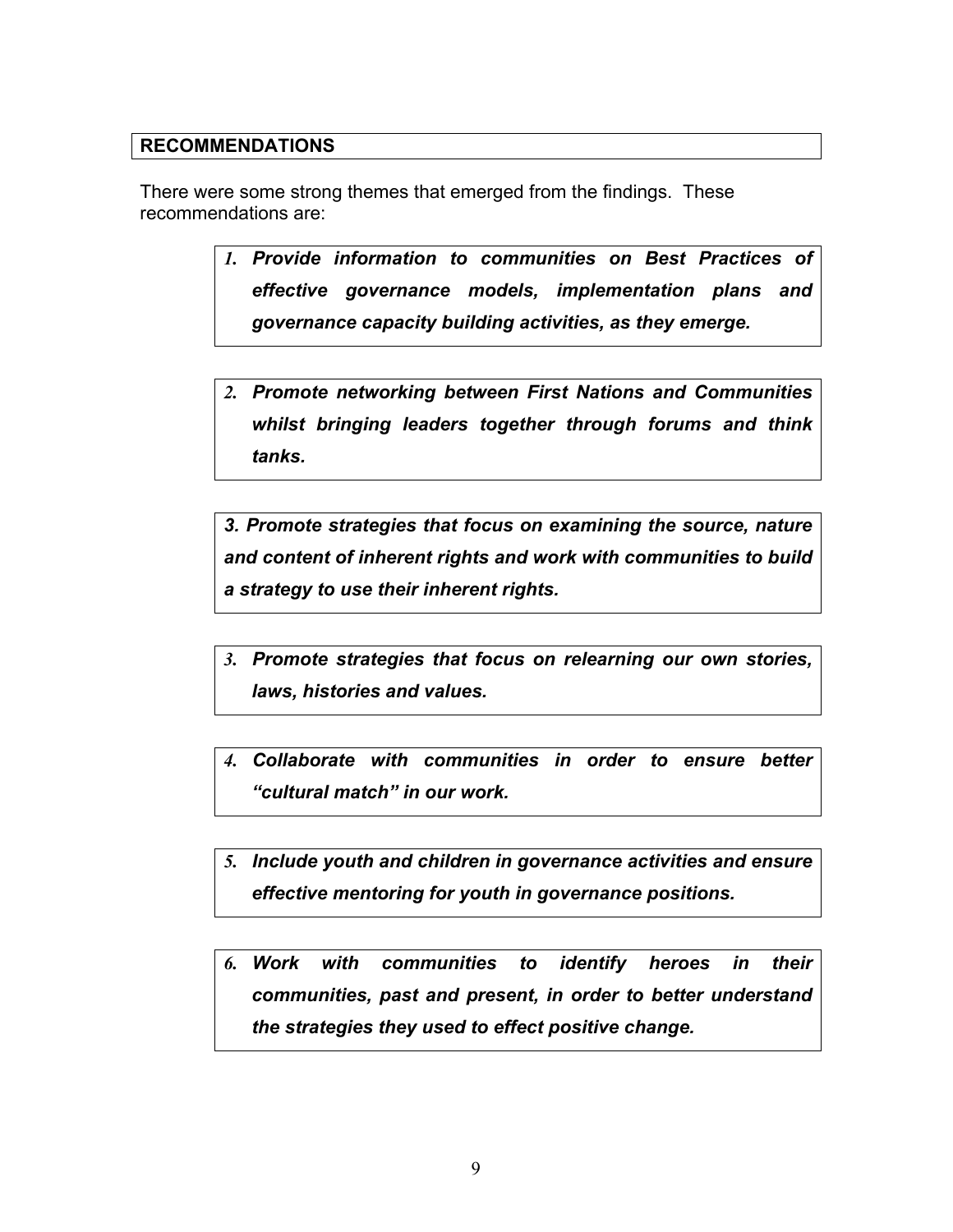## RECOMMENDATIONS

There were some strong themes that emerged from the findings. These recommendations are:

1. ***Provide information to communities on Best Practices of effective governance models, implementation plans and governance capacity building activities, as they emerge.***

2. ***Promote networking between First Nations and Communities whilst bringing leaders together through forums and think tanks.***

***3. Promote strategies that focus on examining the source, nature and content of inherent rights and work with communities to build a strategy to use their inherent rights.***

***3. Promote strategies that focus on relearning our own stories, laws, histories and values.***

***4. Collaborate with communities in order to ensure better "cultural match" in our work.***

***5. Include youth and children in governance activities and ensure effective mentoring for youth in governance positions.***

***6. Work with communities to identify heroes in their communities, past and present, in order to better understand the strategies they used to effect positive change.***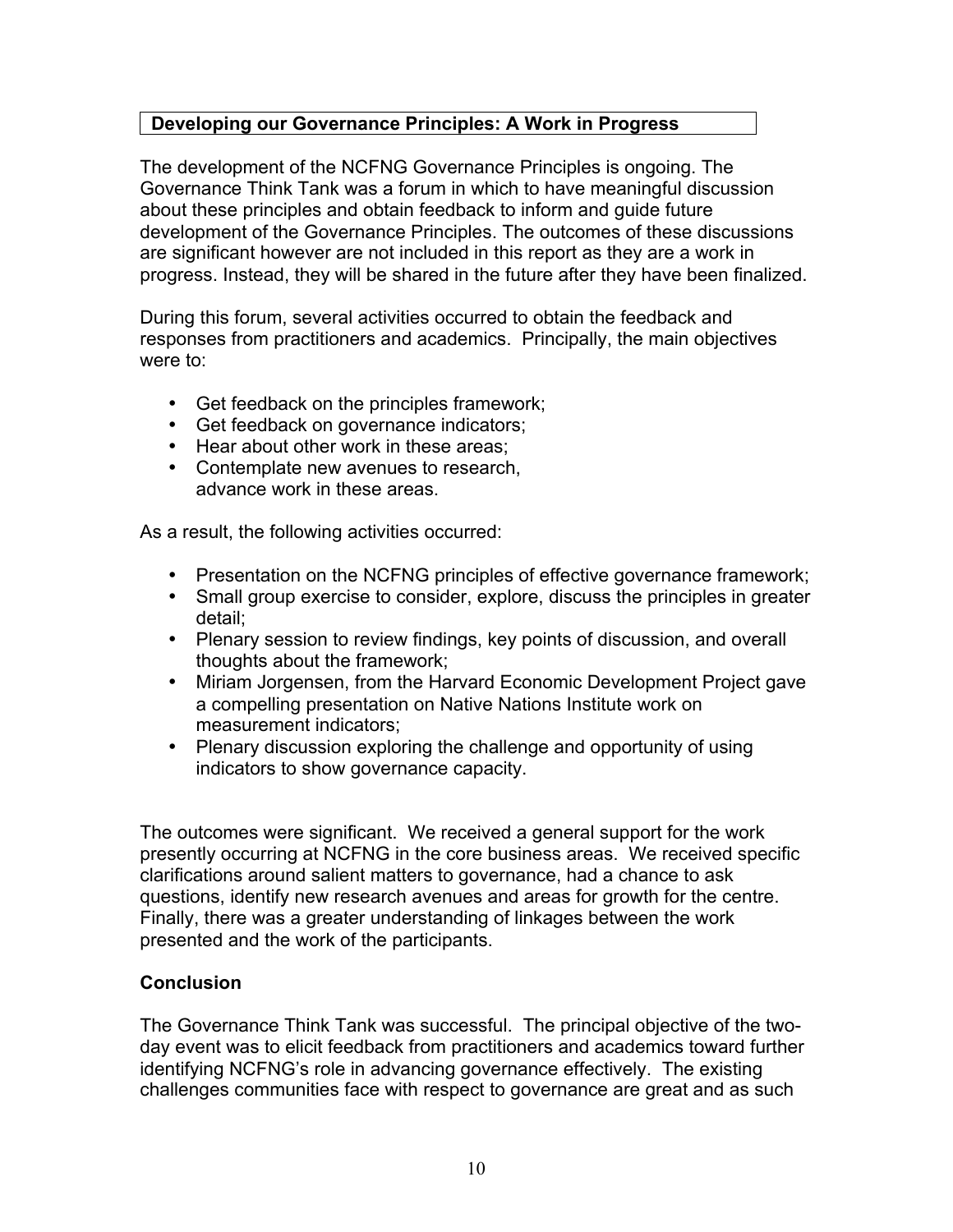## Developing our Governance Principles: A Work in Progress

The development of the NCFNG Governance Principles is ongoing. The Governance Think Tank was a forum in which to have meaningful discussion about these principles and obtain feedback to inform and guide future development of the Governance Principles. The outcomes of these discussions are significant however are not included in this report as they are a work in progress. Instead, they will be shared in the future after they have been finalized.

During this forum, several activities occurred to obtain the feedback and responses from practitioners and academics. Principally, the main objectives were to:

- Get feedback on the principles framework;
- Get feedback on governance indicators;
- Hear about other work in these areas;
- Contemplate new avenues to research, advance work in these areas.

As a result, the following activities occurred:

- Presentation on the NCFNG principles of effective governance framework;
- Small group exercise to consider, explore, discuss the principles in greater detail;
- Plenary session to review findings, key points of discussion, and overall thoughts about the framework;
- Miriam Jorgensen, from the Harvard Economic Development Project gave a compelling presentation on Native Nations Institute work on measurement indicators;
- Plenary discussion exploring the challenge and opportunity of using indicators to show governance capacity.

The outcomes were significant. We received a general support for the work presently occurring at NCFNG in the core business areas. We received specific clarifications around salient matters to governance, had a chance to ask questions, identify new research avenues and areas for growth for the centre. Finally, there was a greater understanding of linkages between the work presented and the work of the participants.

**Conclusion**

The Governance Think Tank was successful. The principal objective of the two-day event was to elicit feedback from practitioners and academics toward further identifying NCFNG's role in advancing governance effectively. The existing challenges communities face with respect to governance are great and as such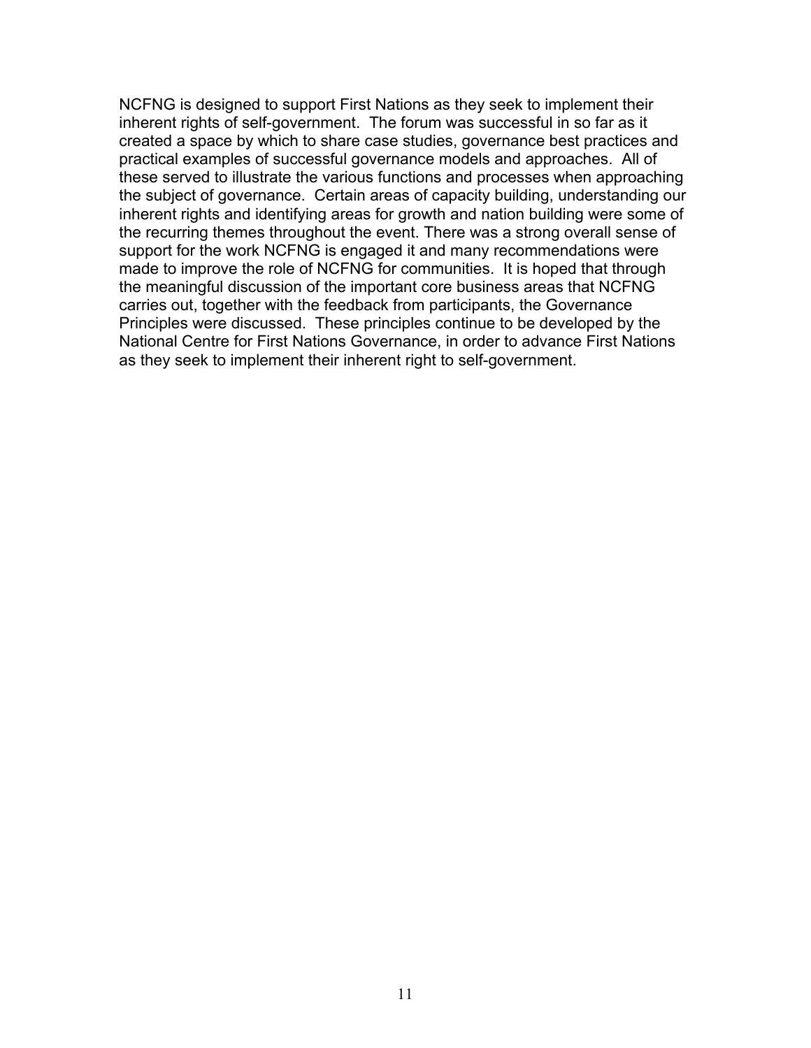NCFNG is designed to support First Nations as they seek to implement their inherent rights of self-government. The forum was successful in so far as it created a space by which to share case studies, governance best practices and practical examples of successful governance models and approaches. All of these served to illustrate the various functions and processes when approaching the subject of governance. Certain areas of capacity building, understanding our inherent rights and identifying areas for growth and nation building were some of the recurring themes throughout the event. There was a strong overall sense of support for the work NCFNG is engaged it and many recommendations were made to improve the role of NCFNG for communities. It is hoped that through the meaningful discussion of the important core business areas that NCFNG carries out, together with the feedback from participants, the Governance Principles were discussed. These principles continue to be developed by the National Centre for First Nations Governance, in order to advance First Nations as they seek to implement their inherent right to self-government.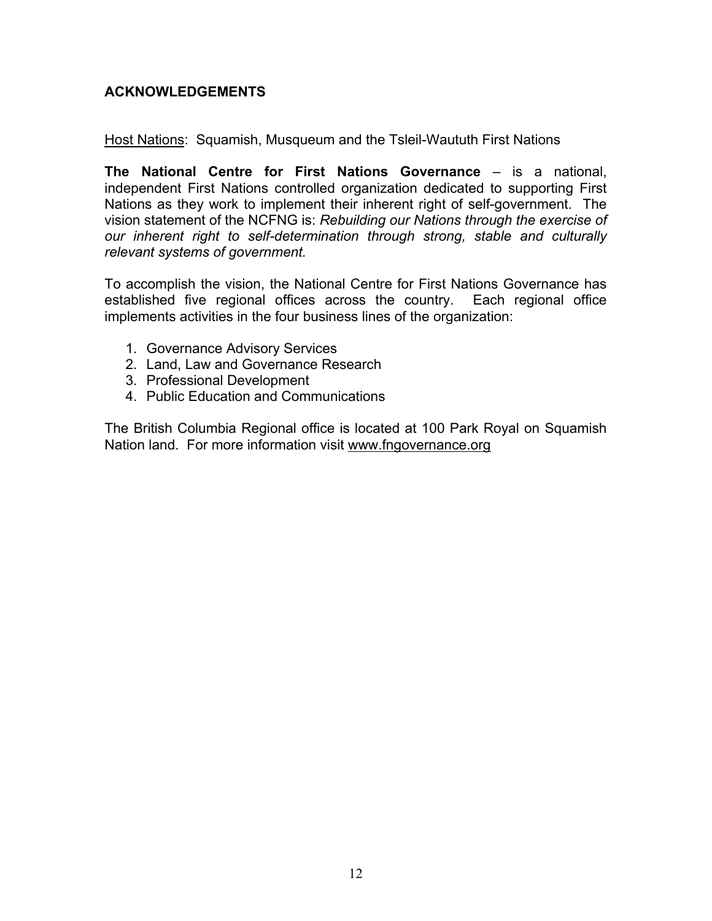## ACKNOWLEDGEMENTS

Host Nations: Squamish, Musqueum and the Tsleil-Waututh First Nations

**The National Centre for First Nations Governance** – is a national, independent First Nations controlled organization dedicated to supporting First Nations as they work to implement their inherent right of self-government. The vision statement of the NCFNG is: *Rebuilding our Nations through the exercise of our inherent right to self-determination through strong, stable and culturally relevant systems of government.*

To accomplish the vision, the National Centre for First Nations Governance has established five regional offices across the country. Each regional office implements activities in the four business lines of the organization:

1. Governance Advisory Services
2. Land, Law and Governance Research
3. Professional Development
4. Public Education and Communications

The British Columbia Regional office is located at 100 Park Royal on Squamish Nation land. For more information visit www.fngovernance.org